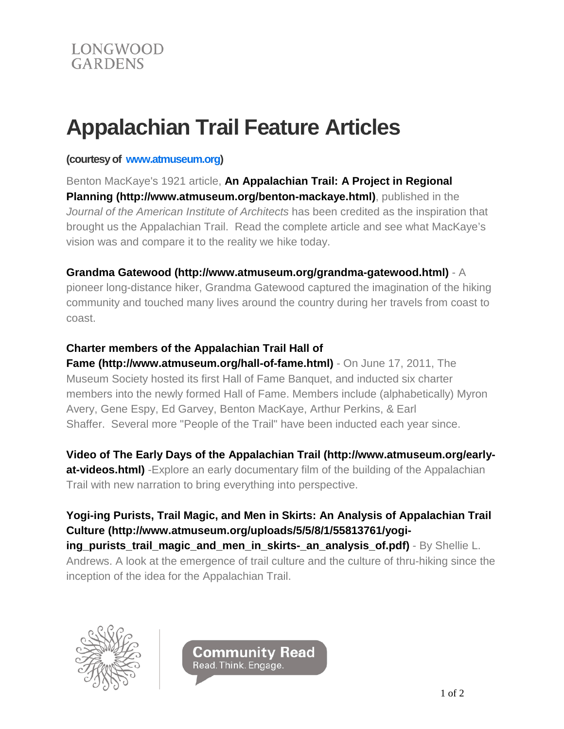LONGWOOD
GARDENS

# Appalachian Trail Feature Articles

**(courtesy of www.atmuseum.org)**

Benton MacKaye's 1921 article, **An Appalachian Trail: A Project in Regional Planning (http://www.atmuseum.org/benton-mackaye.html)**, published in the *Journal of the American Institute of Architects* has been credited as the inspiration that brought us the Appalachian Trail. Read the complete article and see what MacKaye's vision was and compare it to the reality we hike today.

**Grandma Gatewood (http://www.atmuseum.org/grandma-gatewood.html)** - A pioneer long-distance hiker, Grandma Gatewood captured the imagination of the hiking community and touched many lives around the country during her travels from coast to coast.

**Charter members of the Appalachian Trail Hall of Fame (http://www.atmuseum.org/hall-of-fame.html)** - On June 17, 2011, The Museum Society hosted its first Hall of Fame Banquet, and inducted six charter members into the newly formed Hall of Fame. Members include (alphabetically) Myron Avery, Gene Espy, Ed Garvey, Benton MacKaye, Arthur Perkins, & Earl Shaffer. Several more "People of the Trail" have been inducted each year since.

**Video of The Early Days of the Appalachian Trail (http://www.atmuseum.org/early-at-videos.html)** -Explore an early documentary film of the building of the Appalachian Trail with new narration to bring everything into perspective.

**Yogi-ing Purists, Trail Magic, and Men in Skirts: An Analysis of Appalachian Trail Culture (http://www.atmuseum.org/uploads/5/5/8/1/55813761/yogi-ing_purists_trail_magic_and_men_in_skirts-_an_analysis_of.pdf)** - By Shellie L. Andrews. A look at the emergence of trail culture and the culture of thru-hiking since the inception of the idea for the Appalachian Trail.

Community Read
Read. Think. Engage.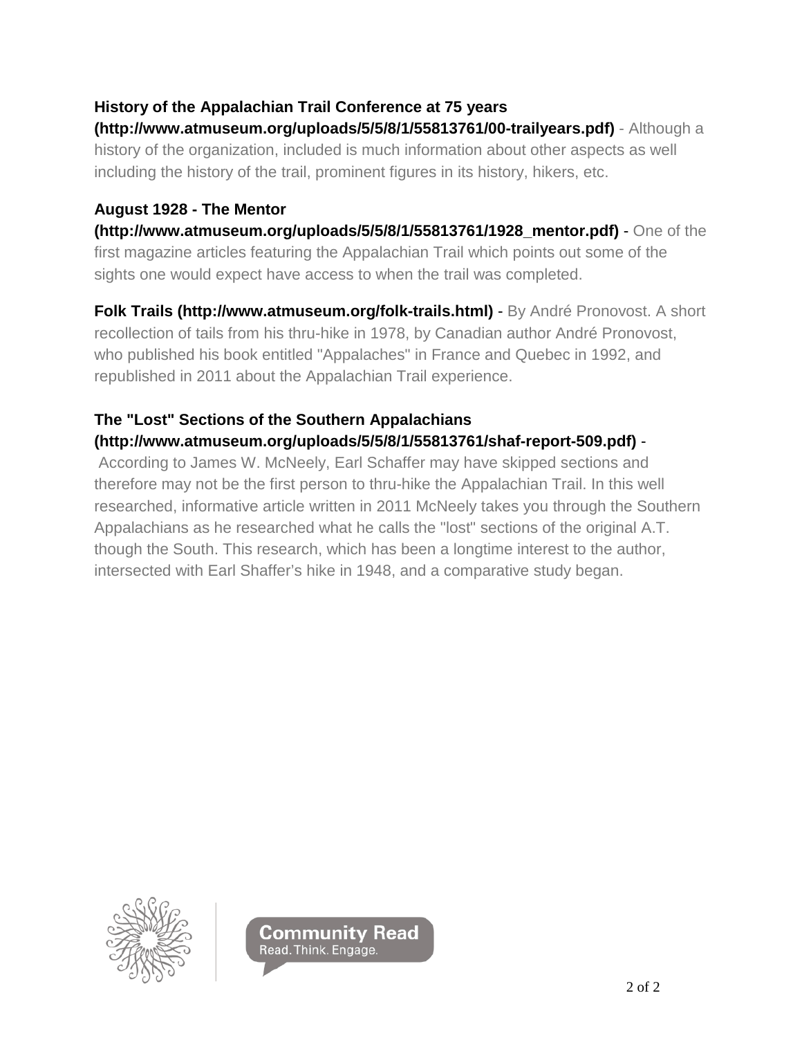**History of the Appalachian Trail Conference at 75 years (http://www.atmuseum.org/uploads/5/5/8/1/55813761/00-trailyears.pdf)** - Although a history of the organization, included is much information about other aspects as well including the history of the trail, prominent figures in its history, hikers, etc.

**August 1928 - The Mentor (http://www.atmuseum.org/uploads/5/5/8/1/55813761/1928_mentor.pdf)** - One of the first magazine articles featuring the Appalachian Trail which points out some of the sights one would expect have access to when the trail was completed.

**Folk Trails (http://www.atmuseum.org/folk-trails.html)** - By André Pronovost. A short recollection of tails from his thru-hike in 1978, by Canadian author André Pronovost, who published his book entitled "Appalaches" in France and Quebec in 1992, and republished in 2011 about the Appalachian Trail experience.

**The "Lost" Sections of the Southern Appalachians (http://www.atmuseum.org/uploads/5/5/8/1/55813761/shaf-report-509.pdf)** - According to James W. McNeely, Earl Schaffer may have skipped sections and therefore may not be the first person to thru-hike the Appalachian Trail. In this well researched, informative article written in 2011 McNeely takes you through the Southern Appalachians as he researched what he calls the "lost" sections of the original A.T. though the South. This research, which has been a longtime interest to the author, intersected with Earl Shaffer's hike in 1948, and a comparative study began.

Community Read
Read. Think. Engage.